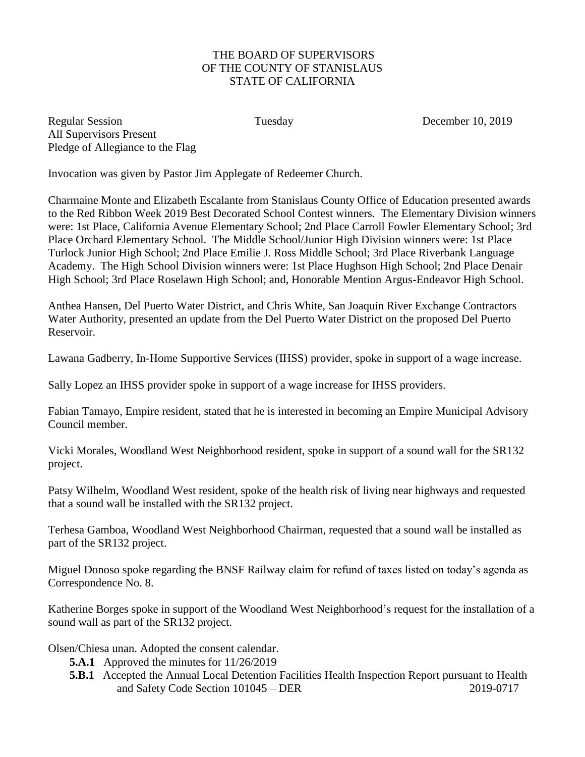THE BOARD OF SUPERVISORS
OF THE COUNTY OF STANISLAUS
STATE OF CALIFORNIA

Regular Session Tuesday December 10, 2019
All Supervisors Present
Pledge of Allegiance to the Flag

Invocation was given by Pastor Jim Applegate of Redeemer Church.

Charmaine Monte and Elizabeth Escalante from Stanislaus County Office of Education presented awards to the Red Ribbon Week 2019 Best Decorated School Contest winners. The Elementary Division winners were: 1st Place, California Avenue Elementary School; 2nd Place Carroll Fowler Elementary School; 3rd Place Orchard Elementary School. The Middle School/Junior High Division winners were: 1st Place Turlock Junior High School; 2nd Place Emilie J. Ross Middle School; 3rd Place Riverbank Language Academy. The High School Division winners were: 1st Place Hughson High School; 2nd Place Denair High School; 3rd Place Roselawn High School; and, Honorable Mention Argus-Endeavor High School.

Anthea Hansen, Del Puerto Water District, and Chris White, San Joaquin River Exchange Contractors Water Authority, presented an update from the Del Puerto Water District on the proposed Del Puerto Reservoir.

Lawana Gadberry, In-Home Supportive Services (IHSS) provider, spoke in support of a wage increase.

Sally Lopez an IHSS provider spoke in support of a wage increase for IHSS providers.

Fabian Tamayo, Empire resident, stated that he is interested in becoming an Empire Municipal Advisory Council member.

Vicki Morales, Woodland West Neighborhood resident, spoke in support of a sound wall for the SR132 project.

Patsy Wilhelm, Woodland West resident, spoke of the health risk of living near highways and requested that a sound wall be installed with the SR132 project.

Terhesa Gamboa, Woodland West Neighborhood Chairman, requested that a sound wall be installed as part of the SR132 project.

Miguel Donoso spoke regarding the BNSF Railway claim for refund of taxes listed on today's agenda as Correspondence No. 8.

Katherine Borges spoke in support of the Woodland West Neighborhood's request for the installation of a sound wall as part of the SR132 project.

Olsen/Chiesa unan. Adopted the consent calendar.

- **5.A.1** Approved the minutes for 11/26/2019
- **5.B.1** Accepted the Annual Local Detention Facilities Health Inspection Report pursuant to Health and Safety Code Section 101045 – DER 2019-0717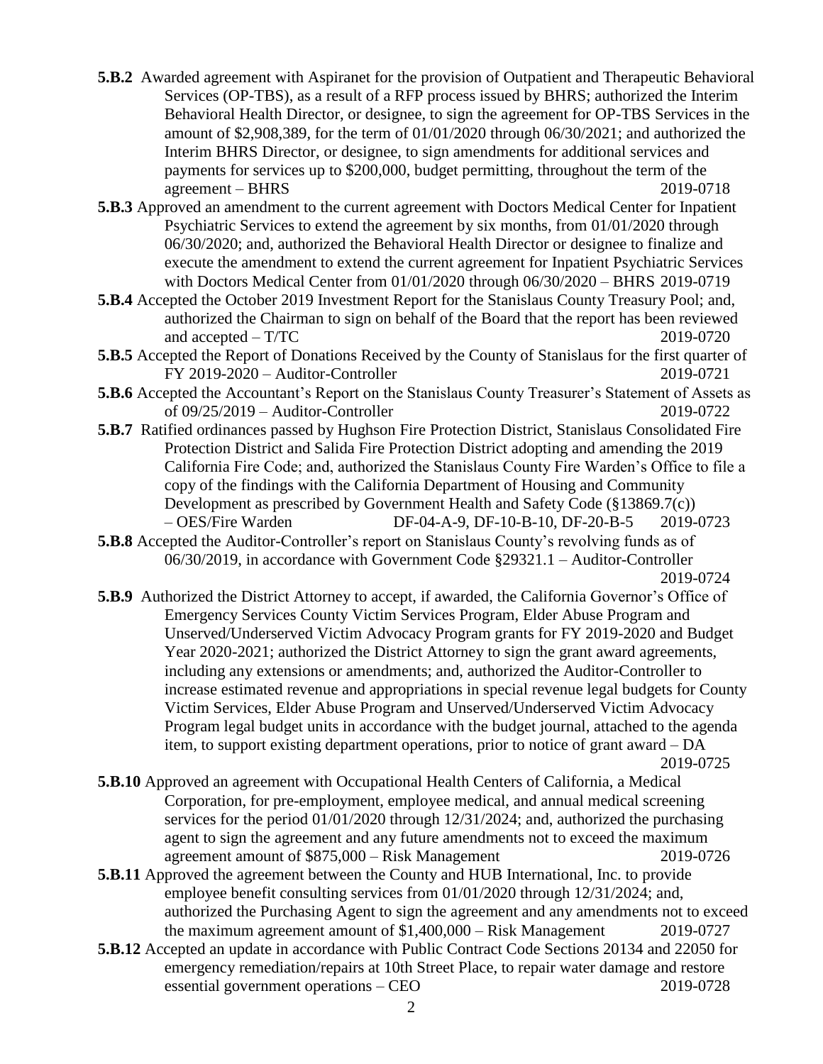**5.B.2** Awarded agreement with Aspiranet for the provision of Outpatient and Therapeutic Behavioral Services (OP-TBS), as a result of a RFP process issued by BHRS; authorized the Interim Behavioral Health Director, or designee, to sign the agreement for OP-TBS Services in the amount of $2,908,389, for the term of 01/01/2020 through 06/30/2021; and authorized the Interim BHRS Director, or designee, to sign amendments for additional services and payments for services up to $200,000, budget permitting, throughout the term of the agreement – BHRS 2019-0718

**5.B.3** Approved an amendment to the current agreement with Doctors Medical Center for Inpatient Psychiatric Services to extend the agreement by six months, from 01/01/2020 through 06/30/2020; and, authorized the Behavioral Health Director or designee to finalize and execute the amendment to extend the current agreement for Inpatient Psychiatric Services with Doctors Medical Center from 01/01/2020 through 06/30/2020 – BHRS 2019-0719

**5.B.4** Accepted the October 2019 Investment Report for the Stanislaus County Treasury Pool; and, authorized the Chairman to sign on behalf of the Board that the report has been reviewed and accepted – T/TC 2019-0720

**5.B.5** Accepted the Report of Donations Received by the County of Stanislaus for the first quarter of FY 2019-2020 – Auditor-Controller 2019-0721

**5.B.6** Accepted the Accountant's Report on the Stanislaus County Treasurer's Statement of Assets as of 09/25/2019 – Auditor-Controller 2019-0722

**5.B.7** Ratified ordinances passed by Hughson Fire Protection District, Stanislaus Consolidated Fire Protection District and Salida Fire Protection District adopting and amending the 2019 California Fire Code; and, authorized the Stanislaus County Fire Warden's Office to file a copy of the findings with the California Department of Housing and Community Development as prescribed by Government Health and Safety Code (§13869.7(c)) – OES/Fire Warden DF-04-A-9, DF-10-B-10, DF-20-B-5 2019-0723

**5.B.8** Accepted the Auditor-Controller's report on Stanislaus County's revolving funds as of 06/30/2019, in accordance with Government Code §29321.1 – Auditor-Controller 2019-0724

**5.B.9** Authorized the District Attorney to accept, if awarded, the California Governor's Office of Emergency Services County Victim Services Program, Elder Abuse Program and Unserved/Underserved Victim Advocacy Program grants for FY 2019-2020 and Budget Year 2020-2021; authorized the District Attorney to sign the grant award agreements, including any extensions or amendments; and, authorized the Auditor-Controller to increase estimated revenue and appropriations in special revenue legal budgets for County Victim Services, Elder Abuse Program and Unserved/Underserved Victim Advocacy Program legal budget units in accordance with the budget journal, attached to the agenda item, to support existing department operations, prior to notice of grant award – DA 2019-0725

**5.B.10** Approved an agreement with Occupational Health Centers of California, a Medical Corporation, for pre-employment, employee medical, and annual medical screening services for the period 01/01/2020 through 12/31/2024; and, authorized the purchasing agent to sign the agreement and any future amendments not to exceed the maximum agreement amount of $875,000 – Risk Management 2019-0726

**5.B.11** Approved the agreement between the County and HUB International, Inc. to provide employee benefit consulting services from 01/01/2020 through 12/31/2024; and, authorized the Purchasing Agent to sign the agreement and any amendments not to exceed the maximum agreement amount of $1,400,000 – Risk Management 2019-0727

**5.B.12** Accepted an update in accordance with Public Contract Code Sections 20134 and 22050 for emergency remediation/repairs at 10th Street Place, to repair water damage and restore essential government operations – CEO 2019-0728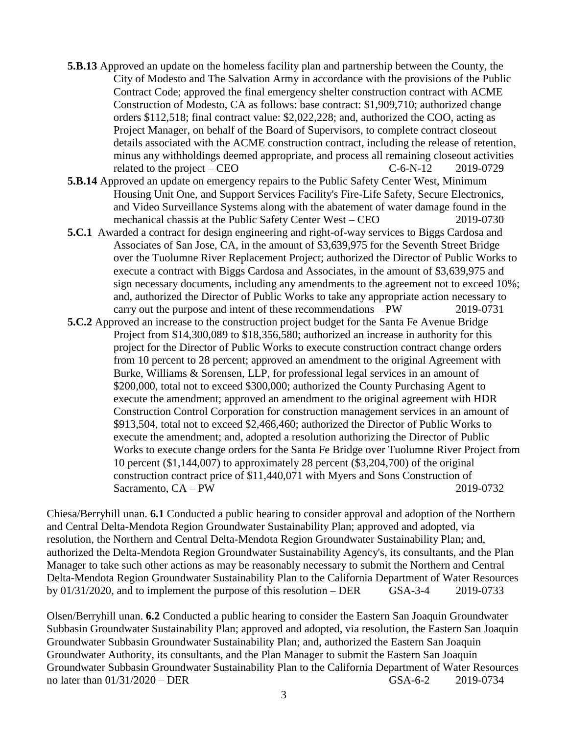**5.B.13** Approved an update on the homeless facility plan and partnership between the County, the City of Modesto and The Salvation Army in accordance with the provisions of the Public Contract Code; approved the final emergency shelter construction contract with ACME Construction of Modesto, CA as follows: base contract: $1,909,710; authorized change orders $112,518; final contract value: $2,022,228; and, authorized the COO, acting as Project Manager, on behalf of the Board of Supervisors, to complete contract closeout details associated with the ACME construction contract, including the release of retention, minus any withholdings deemed appropriate, and process all remaining closeout activities related to the project – CEO C-6-N-12 2019-0729

**5.B.14** Approved an update on emergency repairs to the Public Safety Center West, Minimum Housing Unit One, and Support Services Facility's Fire-Life Safety, Secure Electronics, and Video Surveillance Systems along with the abatement of water damage found in the mechanical chassis at the Public Safety Center West – CEO 2019-0730

**5.C.1** Awarded a contract for design engineering and right-of-way services to Biggs Cardosa and Associates of San Jose, CA, in the amount of $3,639,975 for the Seventh Street Bridge over the Tuolumne River Replacement Project; authorized the Director of Public Works to execute a contract with Biggs Cardosa and Associates, in the amount of $3,639,975 and sign necessary documents, including any amendments to the agreement not to exceed 10%; and, authorized the Director of Public Works to take any appropriate action necessary to carry out the purpose and intent of these recommendations – PW 2019-0731

**5.C.2** Approved an increase to the construction project budget for the Santa Fe Avenue Bridge Project from $14,300,089 to $18,356,580; authorized an increase in authority for this project for the Director of Public Works to execute construction contract change orders from 10 percent to 28 percent; approved an amendment to the original Agreement with Burke, Williams & Sorensen, LLP, for professional legal services in an amount of $200,000, total not to exceed $300,000; authorized the County Purchasing Agent to execute the amendment; approved an amendment to the original agreement with HDR Construction Control Corporation for construction management services in an amount of $913,504, total not to exceed $2,466,460; authorized the Director of Public Works to execute the amendment; and, adopted a resolution authorizing the Director of Public Works to execute change orders for the Santa Fe Bridge over Tuolumne River Project from 10 percent ($1,144,007) to approximately 28 percent ($3,204,700) of the original construction contract price of $11,440,071 with Myers and Sons Construction of Sacramento, CA – PW 2019-0732

Chiesa/Berryhill unan. **6.1** Conducted a public hearing to consider approval and adoption of the Northern and Central Delta-Mendota Region Groundwater Sustainability Plan; approved and adopted, via resolution, the Northern and Central Delta-Mendota Region Groundwater Sustainability Plan; and, authorized the Delta-Mendota Region Groundwater Sustainability Agency's, its consultants, and the Plan Manager to take such other actions as may be reasonably necessary to submit the Northern and Central Delta-Mendota Region Groundwater Sustainability Plan to the California Department of Water Resources by 01/31/2020, and to implement the purpose of this resolution – DER GSA-3-4 2019-0733

Olsen/Berryhill unan. **6.2** Conducted a public hearing to consider the Eastern San Joaquin Groundwater Subbasin Groundwater Sustainability Plan; approved and adopted, via resolution, the Eastern San Joaquin Groundwater Subbasin Groundwater Sustainability Plan; and, authorized the Eastern San Joaquin Groundwater Authority, its consultants, and the Plan Manager to submit the Eastern San Joaquin Groundwater Subbasin Groundwater Sustainability Plan to the California Department of Water Resources no later than 01/31/2020 – DER GSA-6-2 2019-0734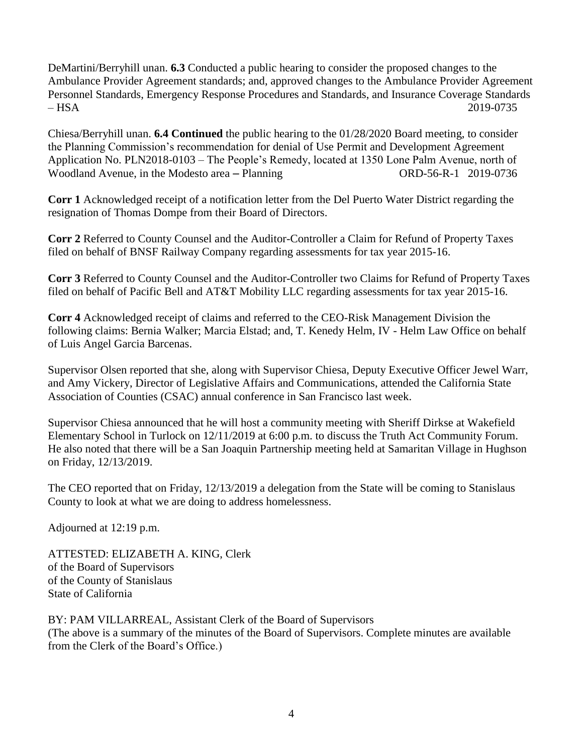DeMartini/Berryhill unan. **6.3** Conducted a public hearing to consider the proposed changes to the Ambulance Provider Agreement standards; and, approved changes to the Ambulance Provider Agreement Personnel Standards, Emergency Response Procedures and Standards, and Insurance Coverage Standards – HSA 2019-0735

Chiesa/Berryhill unan. **6.4 Continued** the public hearing to the 01/28/2020 Board meeting, to consider the Planning Commission's recommendation for denial of Use Permit and Development Agreement Application No. PLN2018-0103 – The People's Remedy, located at 1350 Lone Palm Avenue, north of Woodland Avenue, in the Modesto area – Planning ORD-56-R-1 2019-0736

**Corr 1** Acknowledged receipt of a notification letter from the Del Puerto Water District regarding the resignation of Thomas Dompe from their Board of Directors.

**Corr 2** Referred to County Counsel and the Auditor-Controller a Claim for Refund of Property Taxes filed on behalf of BNSF Railway Company regarding assessments for tax year 2015-16.

**Corr 3** Referred to County Counsel and the Auditor-Controller two Claims for Refund of Property Taxes filed on behalf of Pacific Bell and AT&T Mobility LLC regarding assessments for tax year 2015-16.

**Corr 4** Acknowledged receipt of claims and referred to the CEO-Risk Management Division the following claims: Bernia Walker; Marcia Elstad; and, T. Kenedy Helm, IV - Helm Law Office on behalf of Luis Angel Garcia Barcenas.

Supervisor Olsen reported that she, along with Supervisor Chiesa, Deputy Executive Officer Jewel Warr, and Amy Vickery, Director of Legislative Affairs and Communications, attended the California State Association of Counties (CSAC) annual conference in San Francisco last week.

Supervisor Chiesa announced that he will host a community meeting with Sheriff Dirkse at Wakefield Elementary School in Turlock on 12/11/2019 at 6:00 p.m. to discuss the Truth Act Community Forum. He also noted that there will be a San Joaquin Partnership meeting held at Samaritan Village in Hughson on Friday, 12/13/2019.

The CEO reported that on Friday, 12/13/2019 a delegation from the State will be coming to Stanislaus County to look at what we are doing to address homelessness.

Adjourned at 12:19 p.m.

ATTESTED: ELIZABETH A. KING, Clerk
of the Board of Supervisors
of the County of Stanislaus
State of California

BY: PAM VILLARREAL, Assistant Clerk of the Board of Supervisors
(The above is a summary of the minutes of the Board of Supervisors. Complete minutes are available from the Clerk of the Board's Office.)